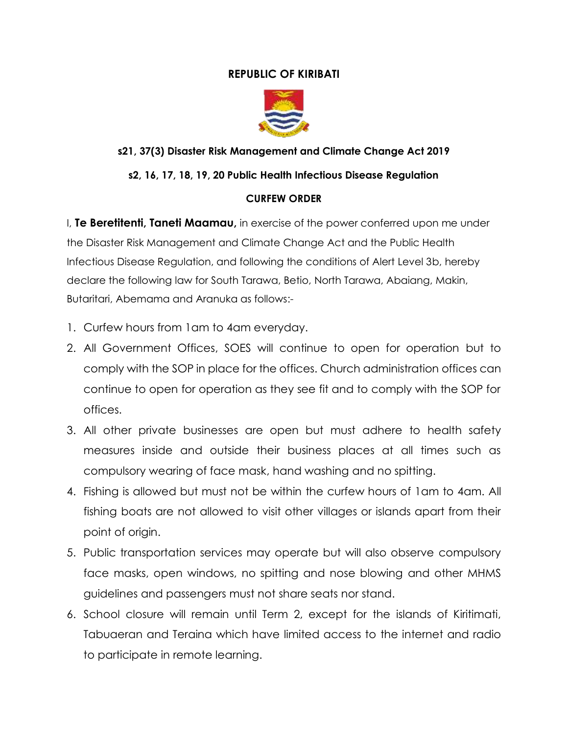# REPUBLIC OF KIRIBATI

**s21, 37(3) Disaster Risk Management and Climate Change Act 2019**

**s2, 16, 17, 18, 19, 20 Public Health Infectious Disease Regulation**

**CURFEW ORDER**

I, **Te Beretitenti, Taneti Maamau,** in exercise of the power conferred upon me under the Disaster Risk Management and Climate Change Act and the Public Health Infectious Disease Regulation, and following the conditions of Alert Level 3b, hereby declare the following law for South Tarawa, Betio, North Tarawa, Abaiang, Makin, Butaritari, Abemama and Aranuka as follows:-

1. Curfew hours from 1am to 4am everyday.
2. All Government Offices, SOES will continue to open for operation but to comply with the SOP in place for the offices. Church administration offices can continue to open for operation as they see fit and to comply with the SOP for offices.
3. All other private businesses are open but must adhere to health safety measures inside and outside their business places at all times such as compulsory wearing of face mask, hand washing and no spitting.
4. Fishing is allowed but must not be within the curfew hours of 1am to 4am. All fishing boats are not allowed to visit other villages or islands apart from their point of origin.
5. Public transportation services may operate but will also observe compulsory face masks, open windows, no spitting and nose blowing and other MHMS guidelines and passengers must not share seats nor stand.
6. School closure will remain until Term 2, except for the islands of Kiritimati, Tabuaeran and Teraina which have limited access to the internet and radio to participate in remote learning.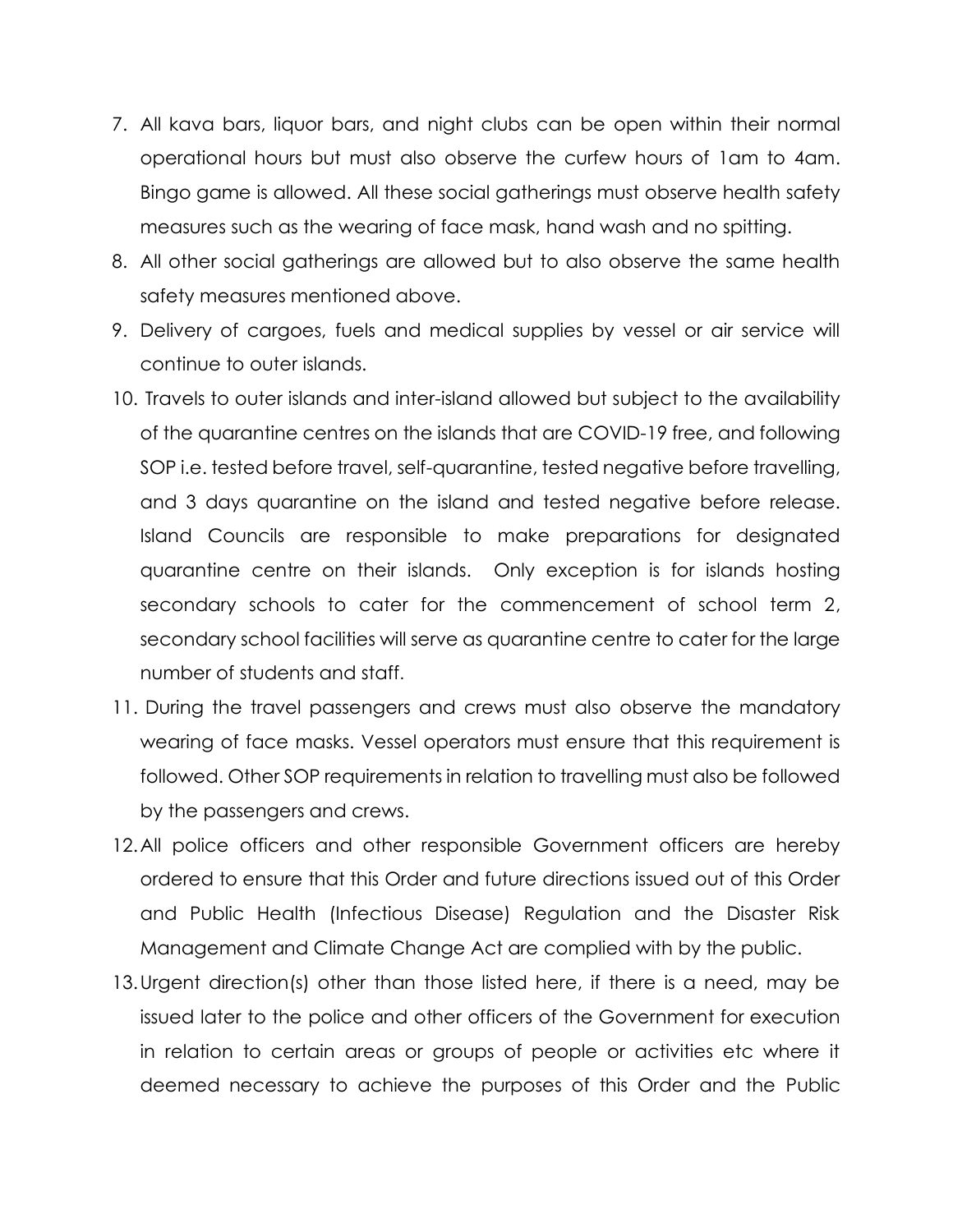7. All kava bars, liquor bars, and night clubs can be open within their normal operational hours but must also observe the curfew hours of 1am to 4am. Bingo game is allowed. All these social gatherings must observe health safety measures such as the wearing of face mask, hand wash and no spitting.
8. All other social gatherings are allowed but to also observe the same health safety measures mentioned above.
9. Delivery of cargoes, fuels and medical supplies by vessel or air service will continue to outer islands.
10. Travels to outer islands and inter-island allowed but subject to the availability of the quarantine centres on the islands that are COVID-19 free, and following SOP i.e. tested before travel, self-quarantine, tested negative before travelling, and 3 days quarantine on the island and tested negative before release. Island Councils are responsible to make preparations for designated quarantine centre on their islands. Only exception is for islands hosting secondary schools to cater for the commencement of school term 2, secondary school facilities will serve as quarantine centre to cater for the large number of students and staff.
11. During the travel passengers and crews must also observe the mandatory wearing of face masks. Vessel operators must ensure that this requirement is followed. Other SOP requirements in relation to travelling must also be followed by the passengers and crews.
12. All police officers and other responsible Government officers are hereby ordered to ensure that this Order and future directions issued out of this Order and Public Health (Infectious Disease) Regulation and the Disaster Risk Management and Climate Change Act are complied with by the public.
13. Urgent direction(s) other than those listed here, if there is a need, may be issued later to the police and other officers of the Government for execution in relation to certain areas or groups of people or activities etc where it deemed necessary to achieve the purposes of this Order and the Public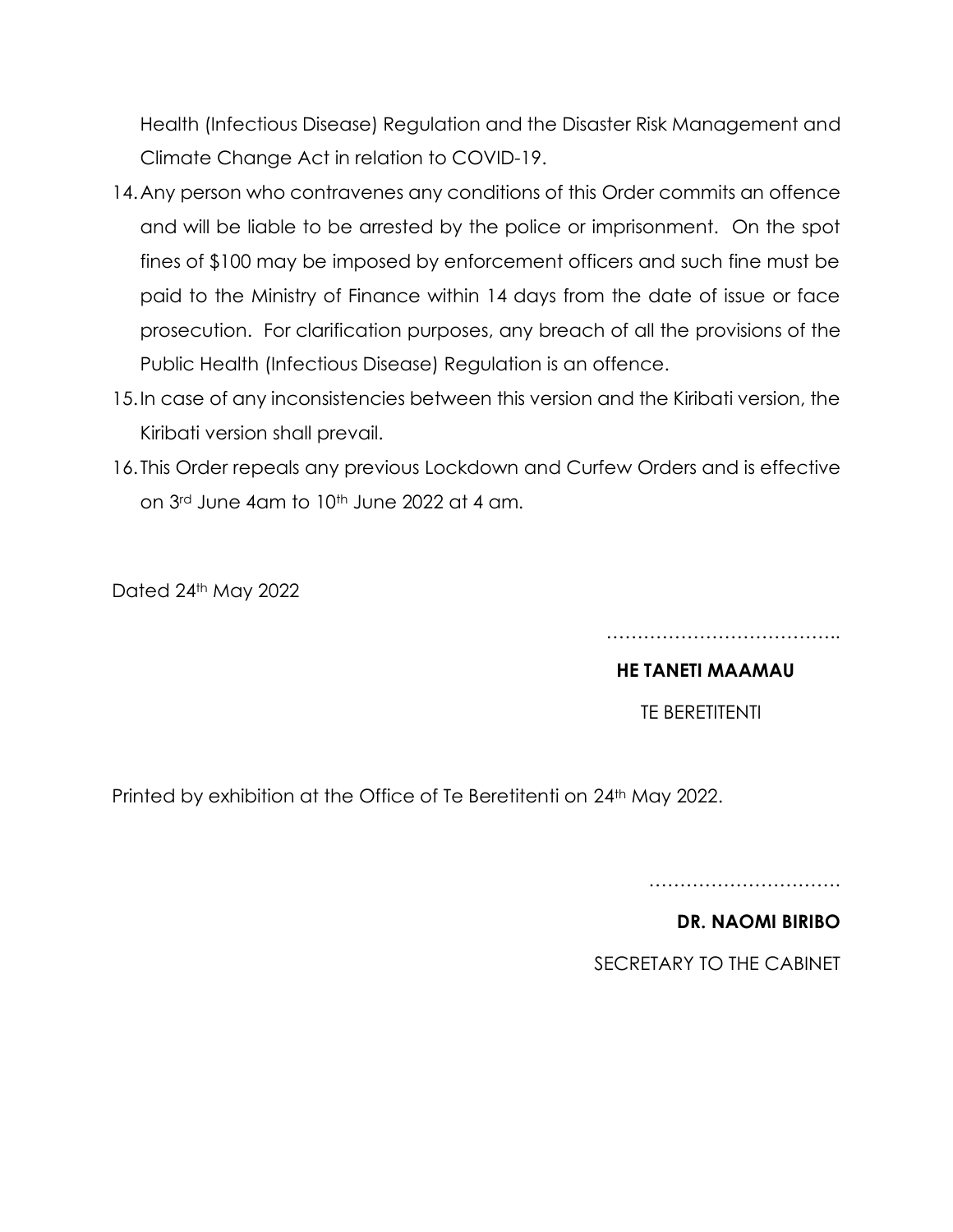Health (Infectious Disease) Regulation and the Disaster Risk Management and Climate Change Act in relation to COVID-19.

14. Any person who contravenes any conditions of this Order commits an offence and will be liable to be arrested by the police or imprisonment. On the spot fines of $100 may be imposed by enforcement officers and such fine must be paid to the Ministry of Finance within 14 days from the date of issue or face prosecution. For clarification purposes, any breach of all the provisions of the Public Health (Infectious Disease) Regulation is an offence.
15. In case of any inconsistencies between this version and the Kiribati version, the Kiribati version shall prevail.
16. This Order repeals any previous Lockdown and Curfew Orders and is effective on 3rd June 4am to 10th June 2022 at 4 am.

Dated 24th May 2022

………………………………..

**HE TANETI MAAMAU**

TE BERETITENTI

Printed by exhibition at the Office of Te Beretitenti on 24th May 2022.

…………………………

**DR. NAOMI BIRIBO**

SECRETARY TO THE CABINET